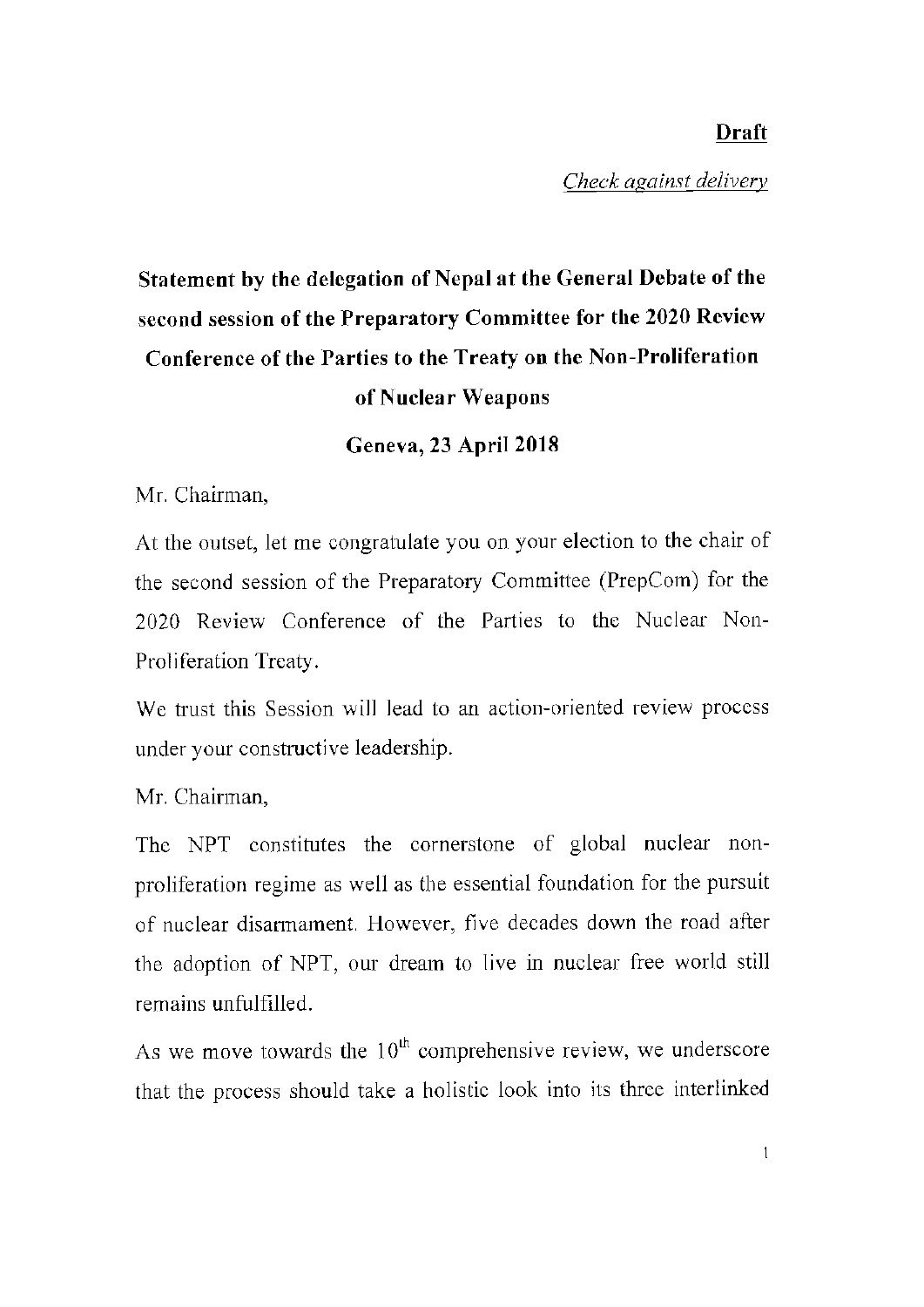**Draft**

*Check against delivery*

# Statement by the delegation of Nepal at the General Debate of the second session of the Preparatory Committee for the 2020 Review Conference of the Parties to the Treaty on the Non-Proliferation of Nuclear Weapons

**Geneva, 23 April 2018**

Mr. Chairman,

At the outset, let me congratulate you on your election to the chair of the second session of the Preparatory Committee (PrepCom) for the 2020 Review Conference of the Parties to the Nuclear Non-Proliferation Treaty.

We trust this Session will lead to an action-oriented review process under your constructive leadership.

Mr. Chairman,

The NPT constitutes the cornerstone of global nuclear non-proliferation regime as well as the essential foundation for the pursuit of nuclear disarmament. However, five decades down the road after the adoption of NPT, our dream to live in nuclear free world still remains unfulfilled.

As we move towards the 10th comprehensive review, we underscore that the process should take a holistic look into its three interlinked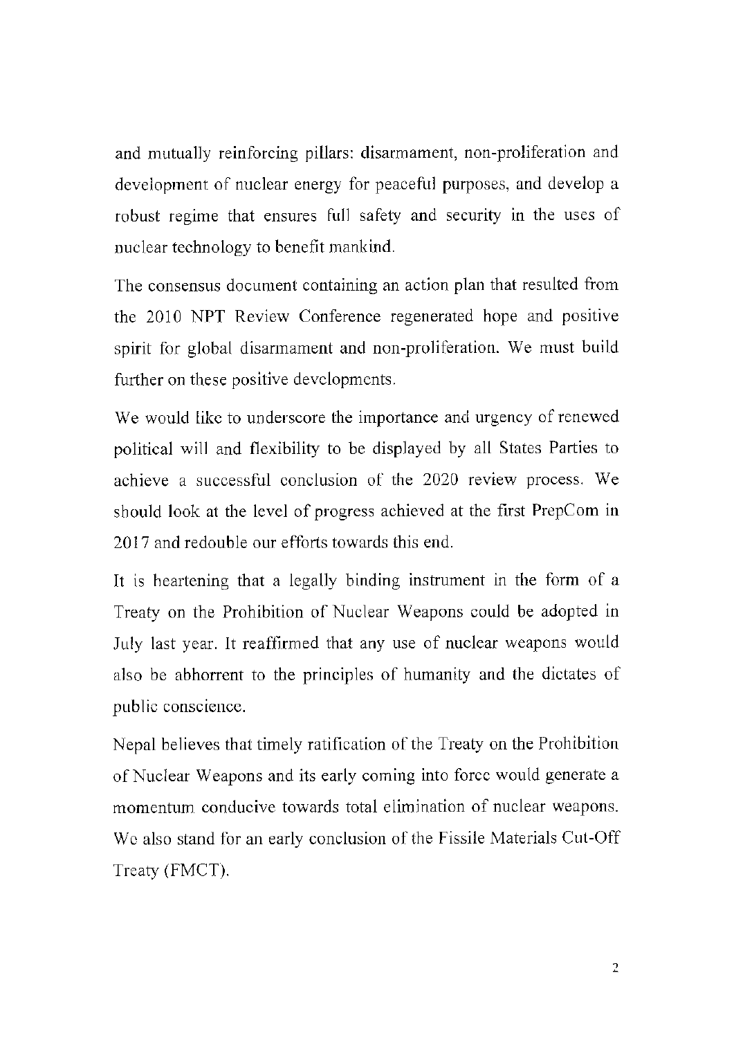and mutually reinforcing pillars: disarmament, non-proliferation and development of nuclear energy for peaceful purposes, and develop a robust regime that ensures full safety and security in the uses of nuclear technology to benefit mankind.

The consensus document containing an action plan that resulted from the 2010 NPT Review Conference regenerated hope and positive spirit for global disarmament and non-proliferation. We must build further on these positive developments.

We would like to underscore the importance and urgency of renewed political will and flexibility to be displayed by all States Parties to achieve a successful conclusion of the 2020 review process. We should look at the level of progress achieved at the first PrepCom in 2017 and redouble our efforts towards this end.

It is heartening that a legally binding instrument in the form of a Treaty on the Prohibition of Nuclear Weapons could be adopted in July last year. It reaffirmed that any use of nuclear weapons would also be abhorrent to the principles of humanity and the dictates of public conscience.

Nepal believes that timely ratification of the Treaty on the Prohibition of Nuclear Weapons and its early coming into force would generate a momentum conducive towards total elimination of nuclear weapons. We also stand for an early conclusion of the Fissile Materials Cut-Off Treaty (FMCT).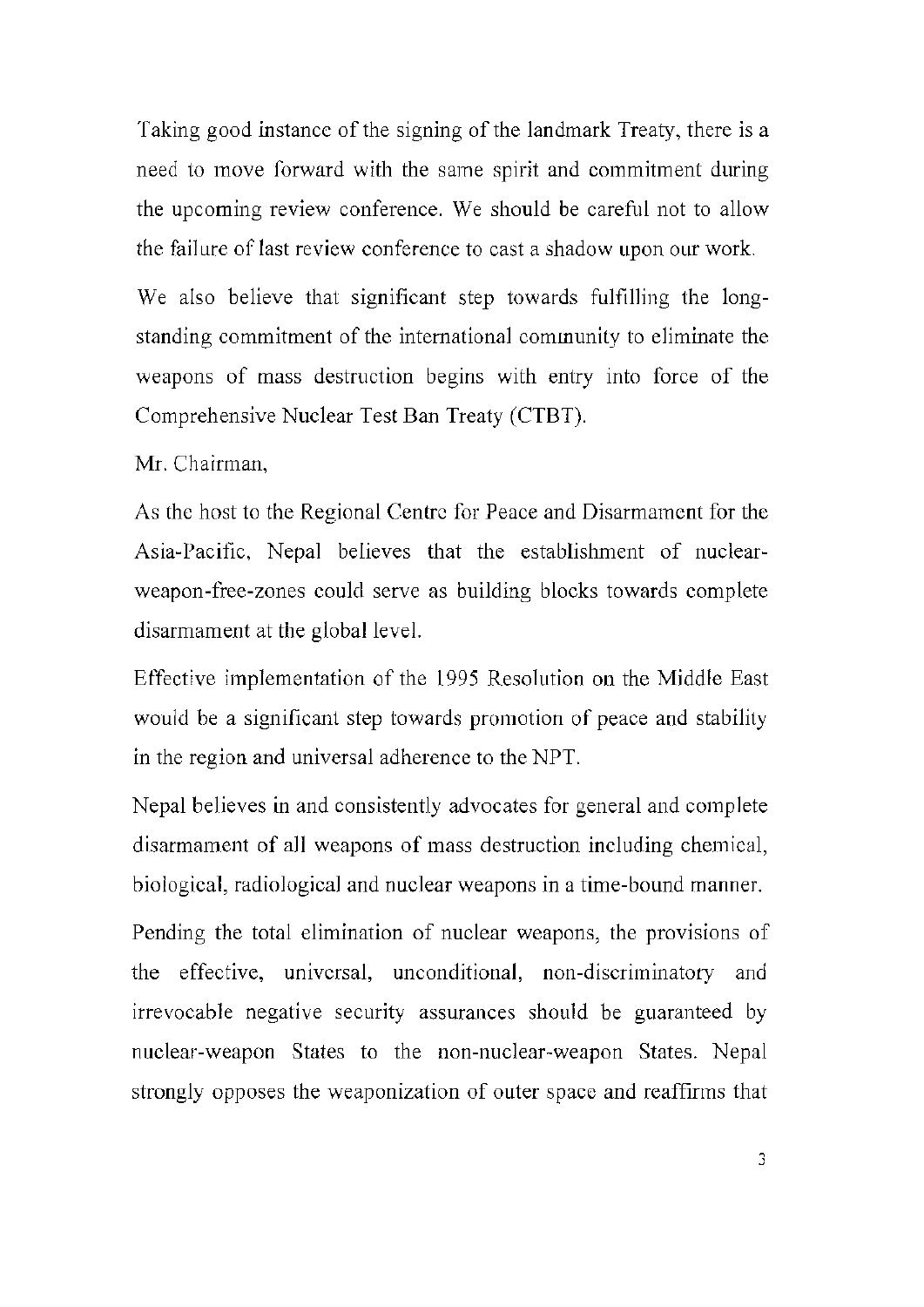Taking good instance of the signing of the landmark Treaty, there is a need to move forward with the same spirit and commitment during the upcoming review conference. We should be careful not to allow the failure of last review conference to cast a shadow upon our work.

We also believe that significant step towards fulfilling the long-standing commitment of the international community to eliminate the weapons of mass destruction begins with entry into force of the Comprehensive Nuclear Test Ban Treaty (CTBT).

Mr. Chairman,

As the host to the Regional Centre for Peace and Disarmament for the Asia-Pacific, Nepal believes that the establishment of nuclear-weapon-free-zones could serve as building blocks towards complete disarmament at the global level.

Effective implementation of the 1995 Resolution on the Middle East would be a significant step towards promotion of peace and stability in the region and universal adherence to the NPT.

Nepal believes in and consistently advocates for general and complete disarmament of all weapons of mass destruction including chemical, biological, radiological and nuclear weapons in a time-bound manner.

Pending the total elimination of nuclear weapons, the provisions of the effective, universal, unconditional, non-discriminatory and irrevocable negative security assurances should be guaranteed by nuclear-weapon States to the non-nuclear-weapon States. Nepal strongly opposes the weaponization of outer space and reaffirms that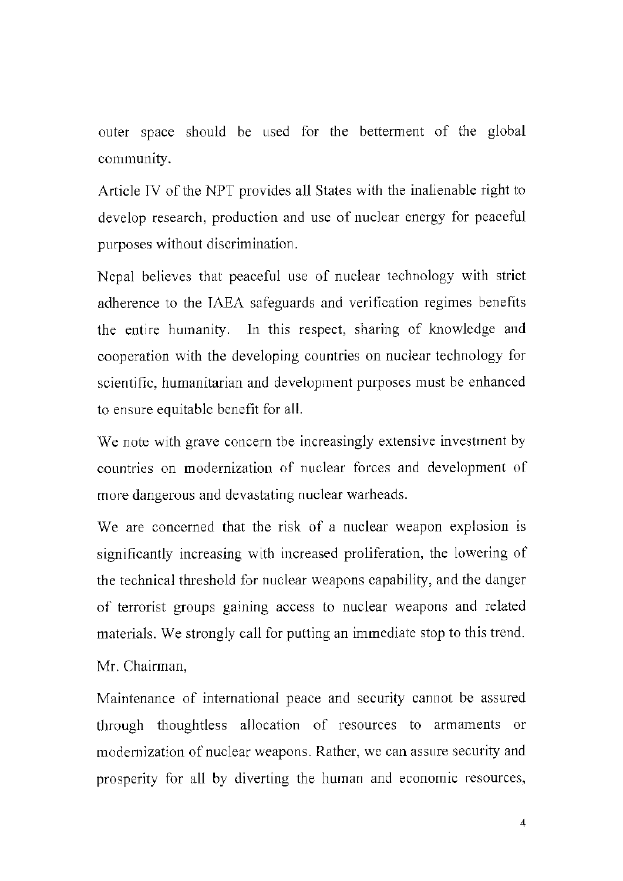outer space should be used for the betterment of the global community.

Article IV of the NPT provides all States with the inalienable right to develop research, production and use of nuclear energy for peaceful purposes without discrimination.

Nepal believes that peaceful use of nuclear technology with strict adherence to the IAEA safeguards and verification regimes benefits the entire humanity. In this respect, sharing of knowledge and cooperation with the developing countries on nuclear technology for scientific, humanitarian and development purposes must be enhanced to ensure equitable benefit for all.

We note with grave concern the increasingly extensive investment by countries on modernization of nuclear forces and development of more dangerous and devastating nuclear warheads.

We are concerned that the risk of a nuclear weapon explosion is significantly increasing with increased proliferation, the lowering of the technical threshold for nuclear weapons capability, and the danger of terrorist groups gaining access to nuclear weapons and related materials. We strongly call for putting an immediate stop to this trend.

Mr. Chairman,

Maintenance of international peace and security cannot be assured through thoughtless allocation of resources to armaments or modernization of nuclear weapons. Rather, we can assure security and prosperity for all by diverting the human and economic resources,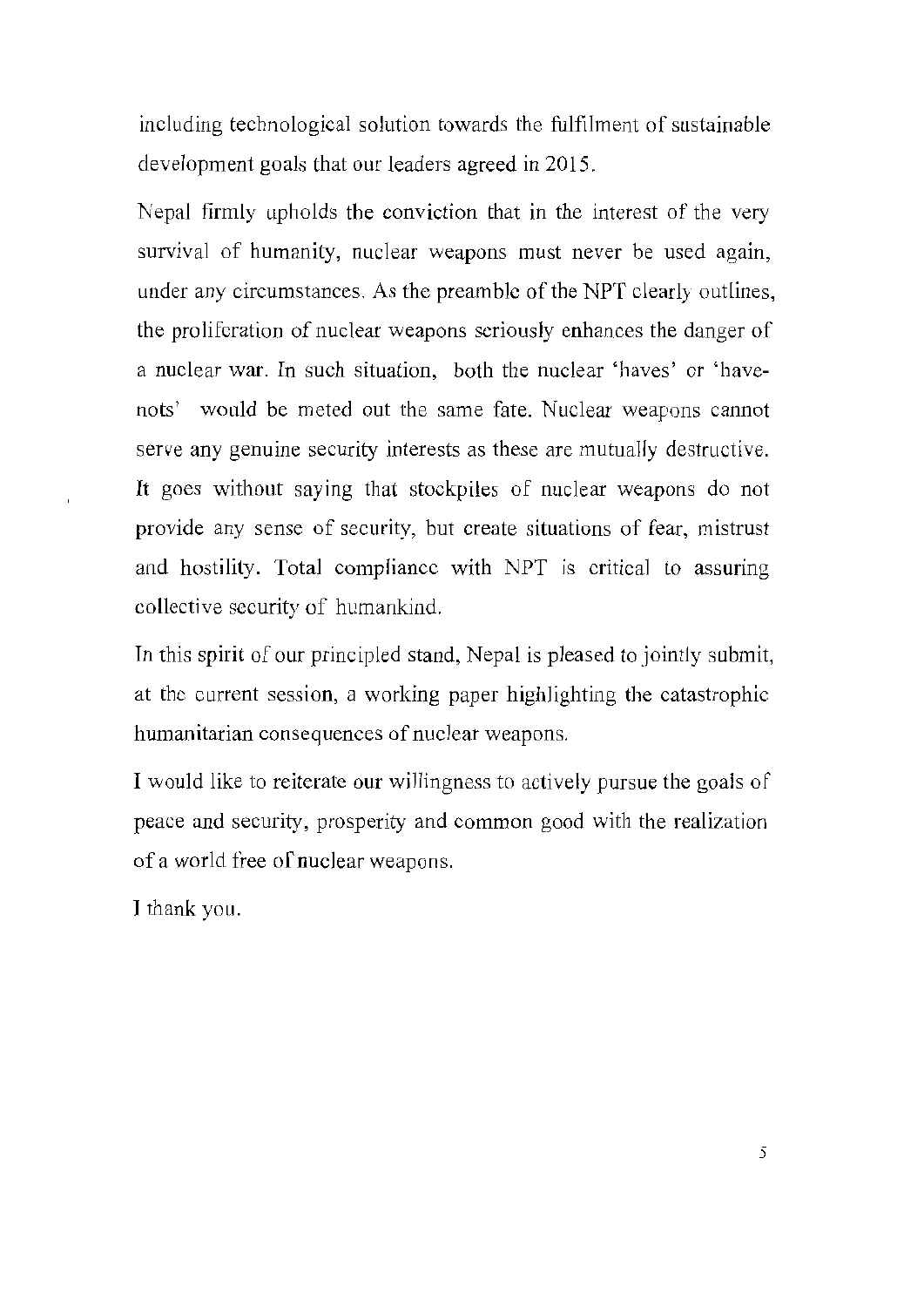including technological solution towards the fulfilment of sustainable development goals that our leaders agreed in 2015.

Nepal firmly upholds the conviction that in the interest of the very survival of humanity, nuclear weapons must never be used again, under any circumstances. As the preamble of the NPT clearly outlines, the proliferation of nuclear weapons seriously enhances the danger of a nuclear war. In such situation, both the nuclear 'haves' or 'have-nots' would be meted out the same fate. Nuclear weapons cannot serve any genuine security interests as these are mutually destructive. It goes without saying that stockpiles of nuclear weapons do not provide any sense of security, but create situations of fear, mistrust and hostility. Total compliance with NPT is critical to assuring collective security of humankind.

In this spirit of our principled stand, Nepal is pleased to jointly submit, at the current session, a working paper highlighting the catastrophic humanitarian consequences of nuclear weapons.

I would like to reiterate our willingness to actively pursue the goals of peace and security, prosperity and common good with the realization of a world free of nuclear weapons.

I thank you.